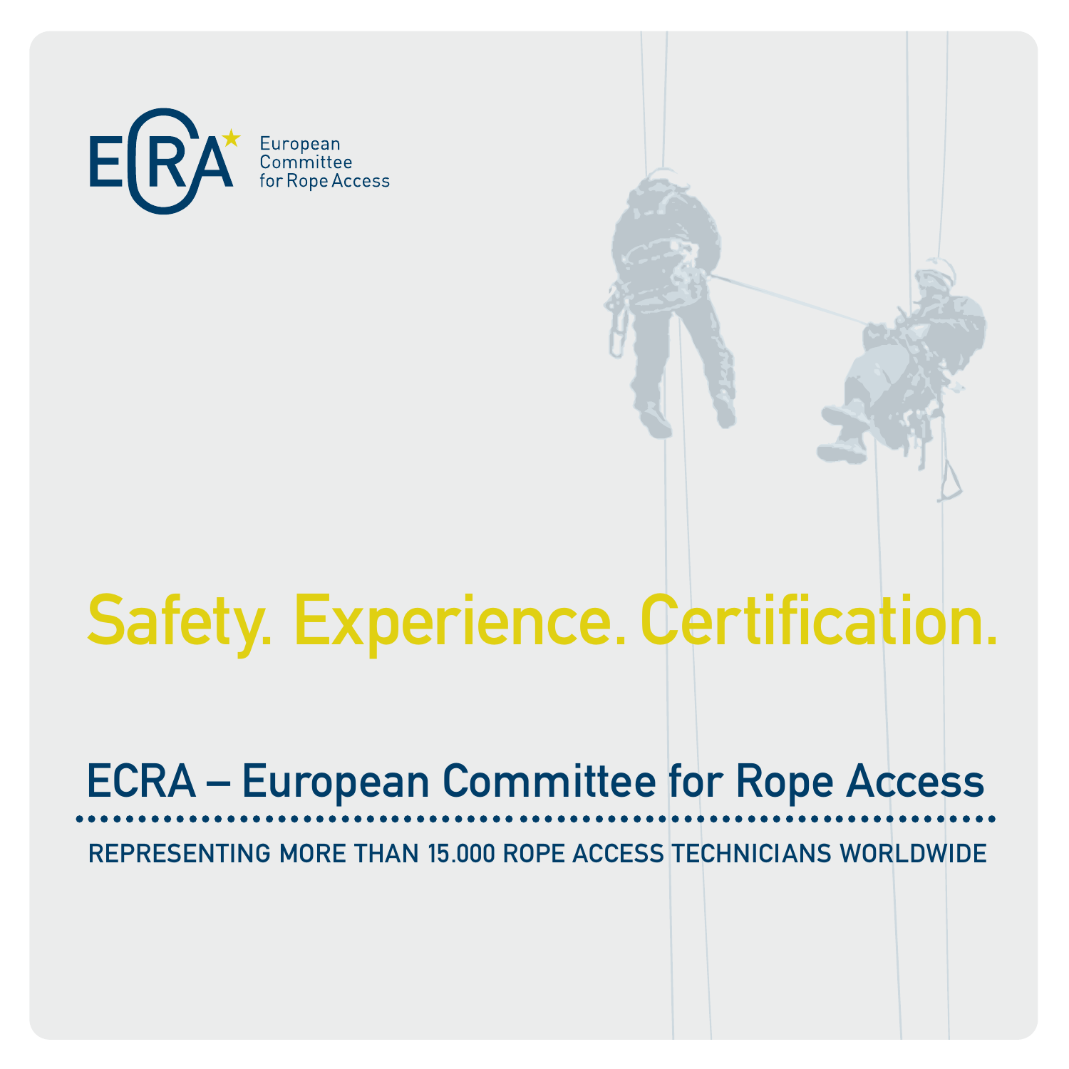ECRA European Committee for Rope Access

# Safety. Experience. Certification.

## ECRA – European Committee for Rope Access

REPRESENTING MORE THAN 15.000 ROPE ACCESS TECHNICIANS WORLDWIDE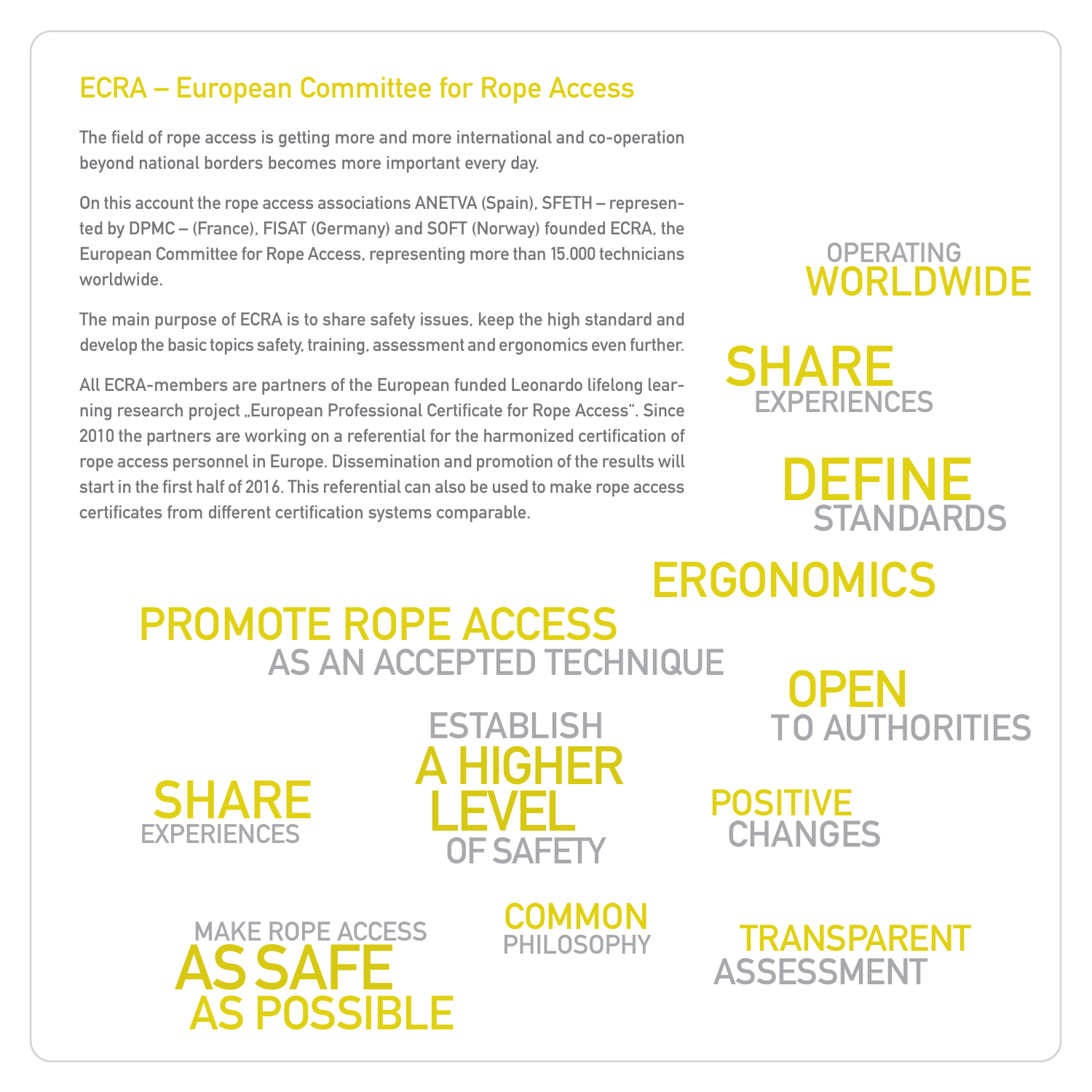## ECRA – European Committee for Rope Access

The field of rope access is getting more and more international and co-operation beyond national borders becomes more important every day.

On this account the rope access associations ANETVA (Spain), SFETH – represented by DPMC – (France), FISAT (Germany) and SOFT (Norway) founded ECRA, the European Committee for Rope Access, representing more than 15.000 technicians worldwide.

The main purpose of ECRA is to share safety issues, keep the high standard and develop the basic topics safety, training, assessment and ergonomics even further.

All ECRA-members are partners of the European funded Leonardo lifelong learning research project „European Professional Certificate for Rope Access“. Since 2010 the partners are working on a referential for the harmonized certification of rope access personnel in Europe. Dissemination and promotion of the results will start in the first half of 2016. This referential can also be used to make rope access certificates from different certification systems comparable.

OPERATING **WORLDWIDE**

**SHARE** EXPERIENCES

**DEFINE** STANDARDS

**ERGONOMICS**

**PROMOTE ROPE ACCESS** AS AN ACCEPTED TECHNIQUE

**OPEN** TO AUTHORITIES

ESTABLISH **A HIGHER LEVEL** OF SAFETY

**SHARE** EXPERIENCES

**POSITIVE** CHANGES

MAKE ROPE ACCESS **AS SAFE AS POSSIBLE**

**COMMON** PHILOSOPHY

**TRANSPARENT** ASSESSMENT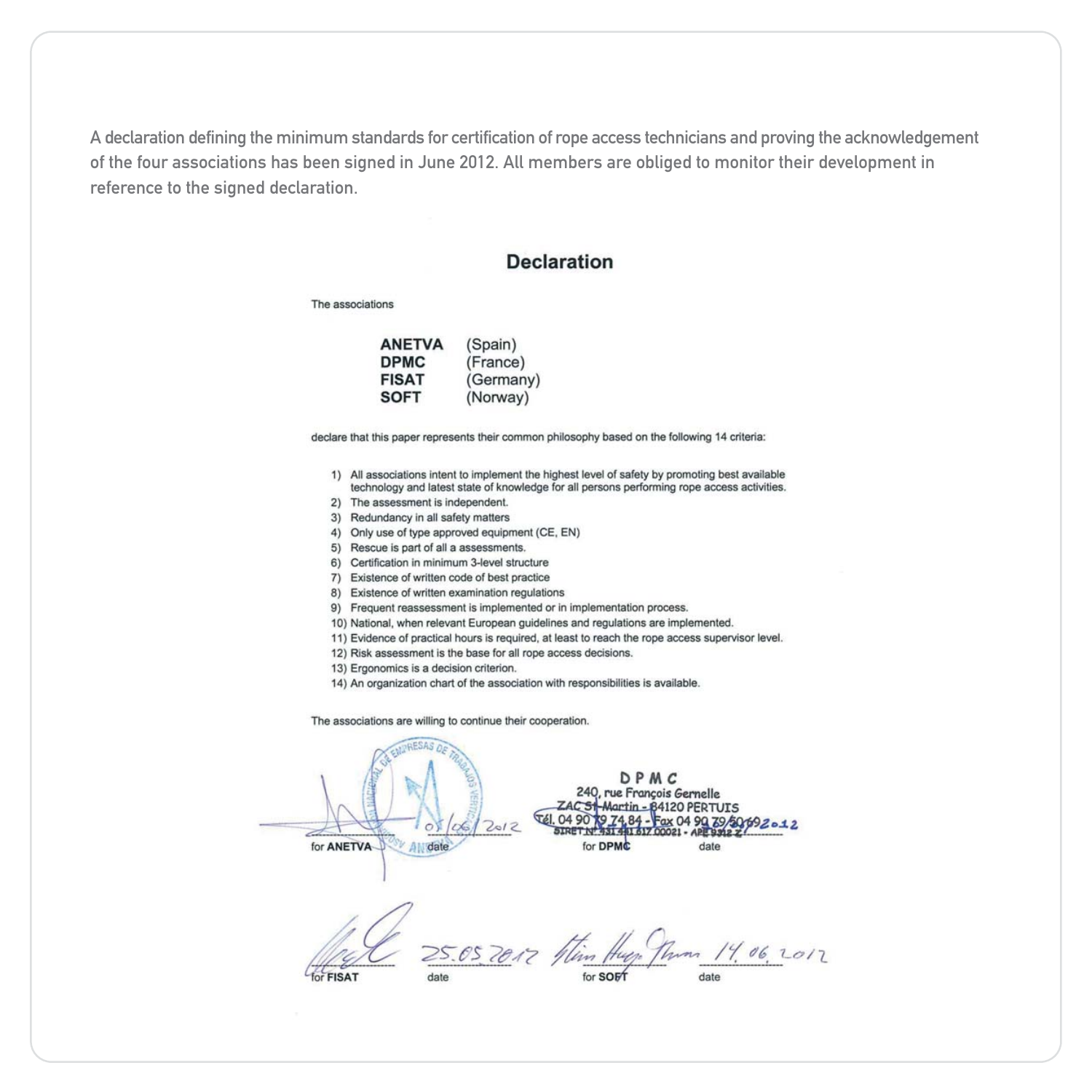A declaration defining the minimum standards for certification of rope access technicians and proving the acknowledgement of the four associations has been signed in June 2012. All members are obliged to monitor their development in reference to the signed declaration.

# Declaration

The associations

| | |
|---|---|
| **ANETVA** | (Spain) |
| **DPMC** | (France) |
| **FISAT** | (Germany) |
| **SOFT** | (Norway) |

declare that this paper represents their common philosophy based on the following 14 criteria:

1) All associations intent to implement the highest level of safety by promoting best available technology and latest state of knowledge for all persons performing rope access activities.
2) The assessment is independent.
3) Redundancy in all safety matters
4) Only use of type approved equipment (CE, EN)
5) Rescue is part of all a assessments.
6) Certification in minimum 3-level structure
7) Existence of written code of best practice
8) Existence of written examination regulations
9) Frequent reassessment is implemented or in implementation process.
10) National, when relevant European guidelines and regulations are implemented.
11) Evidence of practical hours is required, at least to reach the rope access supervisor level.
12) Risk assessment is the base for all rope access decisions.
13) Ergonomics is a decision criterion.
14) An organization chart of the association with responsibilities is available.

The associations are willing to continue their cooperation.

05/06/2012
for ANETVA date

DPMC
240, rue François Gernelle
ZAC St Martin - 84120 PERTUIS
Tél. 04 90 79 74 84 - Fax 04 90 79 80 69
SIRET N° 431 441 617 00021 - APE 9312 Z

2012
for DPMC date

25.05.2012
for FISAT date

14.06.2012
for SOFT date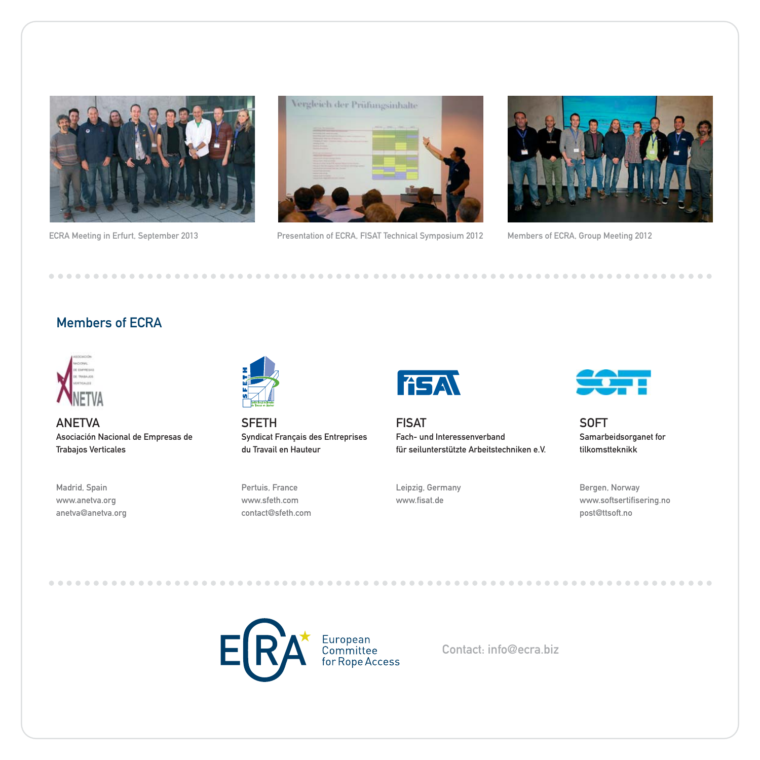ECRA Meeting in Erfurt, September 2013

Presentation of ECRA, FISAT Technical Symposium 2012

Members of ECRA, Group Meeting 2012

## Members of ECRA

**ANETVA**
Asociación Nacional de Empresas de Trabajos Verticales

Madrid, Spain
www.anetva.org
anetva@anetva.org

**SFETH**
Syndicat Français des Entreprises du Travail en Hauteur

Pertuis, France
www.sfeth.com
contact@sfeth.com

**FISAT**
Fach- und Interessenverband für seilunterstützte Arbeitstechniken e.V.

Leipzig, Germany
www.fisat.de

**SOFT**
Samarbeidsorganet for tilkomstteknikk

Bergen, Norway
www.softsertifisering.no
post@ttsoft.no

ECRA European Committee for Rope Access

Contact: info@ecra.biz